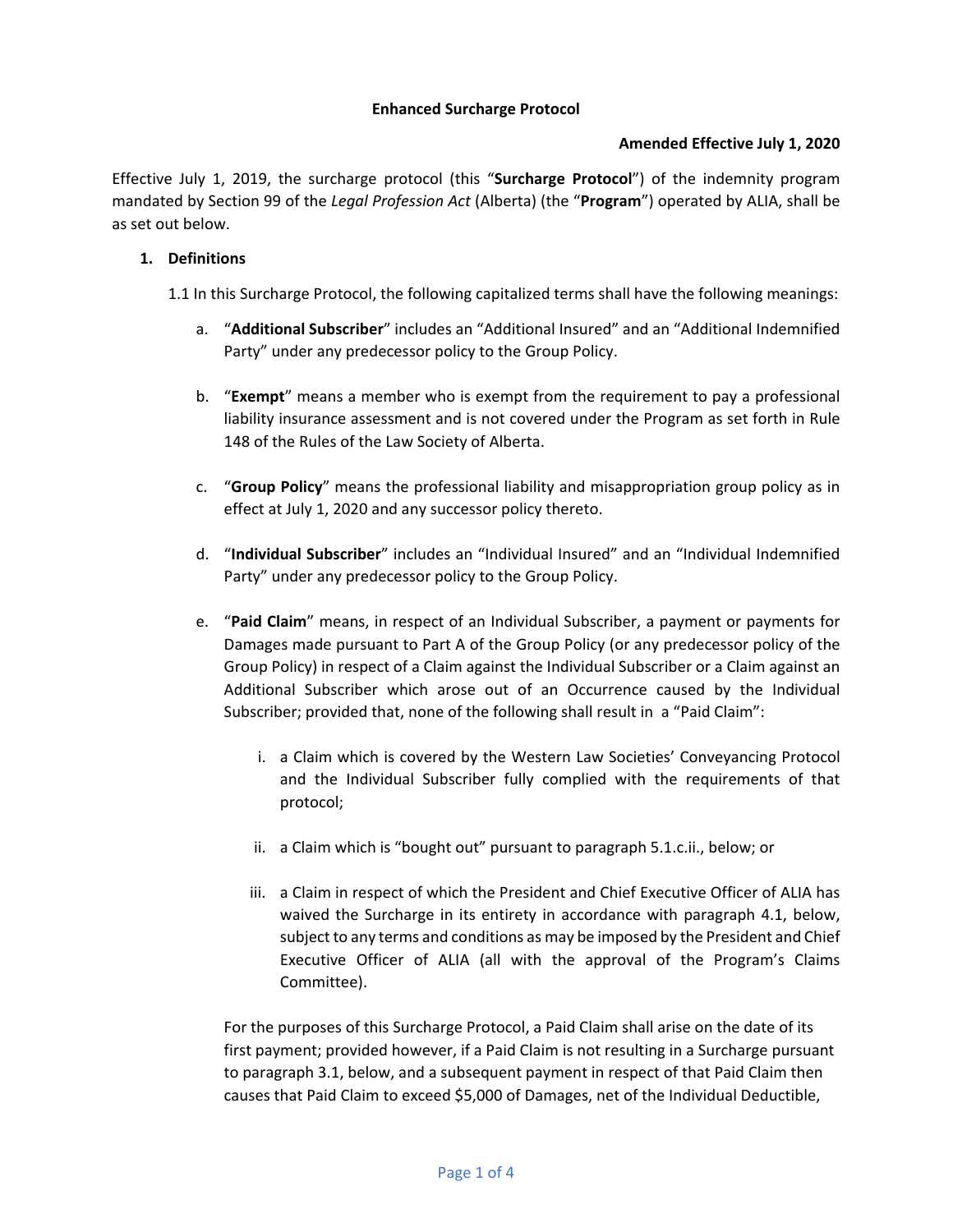**Enhanced Surcharge Protocol**

**Amended Effective July 1, 2020**

Effective July 1, 2019, the surcharge protocol (this "**Surcharge Protocol**") of the indemnity program mandated by Section 99 of the *Legal Profession Act* (Alberta) (the "**Program**") operated by ALIA, shall be as set out below.

## 1. Definitions

1.1 In this Surcharge Protocol, the following capitalized terms shall have the following meanings:

a. "**Additional Subscriber**" includes an "Additional Insured" and an "Additional Indemnified Party" under any predecessor policy to the Group Policy.

b. "**Exempt**" means a member who is exempt from the requirement to pay a professional liability insurance assessment and is not covered under the Program as set forth in Rule 148 of the Rules of the Law Society of Alberta.

c. "**Group Policy**" means the professional liability and misappropriation group policy as in effect at July 1, 2020 and any successor policy thereto.

d. "**Individual Subscriber**" includes an "Individual Insured" and an "Individual Indemnified Party" under any predecessor policy to the Group Policy.

e. "**Paid Claim**" means, in respect of an Individual Subscriber, a payment or payments for Damages made pursuant to Part A of the Group Policy (or any predecessor policy of the Group Policy) in respect of a Claim against the Individual Subscriber or a Claim against an Additional Subscriber which arose out of an Occurrence caused by the Individual Subscriber; provided that, none of the following shall result in a "Paid Claim":

   i. a Claim which is covered by the Western Law Societies' Conveyancing Protocol and the Individual Subscriber fully complied with the requirements of that protocol;

   ii. a Claim which is "bought out" pursuant to paragraph 5.1.c.ii., below; or

   iii. a Claim in respect of which the President and Chief Executive Officer of ALIA has waived the Surcharge in its entirety in accordance with paragraph 4.1, below, subject to any terms and conditions as may be imposed by the President and Chief Executive Officer of ALIA (all with the approval of the Program's Claims Committee).

For the purposes of this Surcharge Protocol, a Paid Claim shall arise on the date of its first payment; provided however, if a Paid Claim is not resulting in a Surcharge pursuant to paragraph 3.1, below, and a subsequent payment in respect of that Paid Claim then causes that Paid Claim to exceed $5,000 of Damages, net of the Individual Deductible,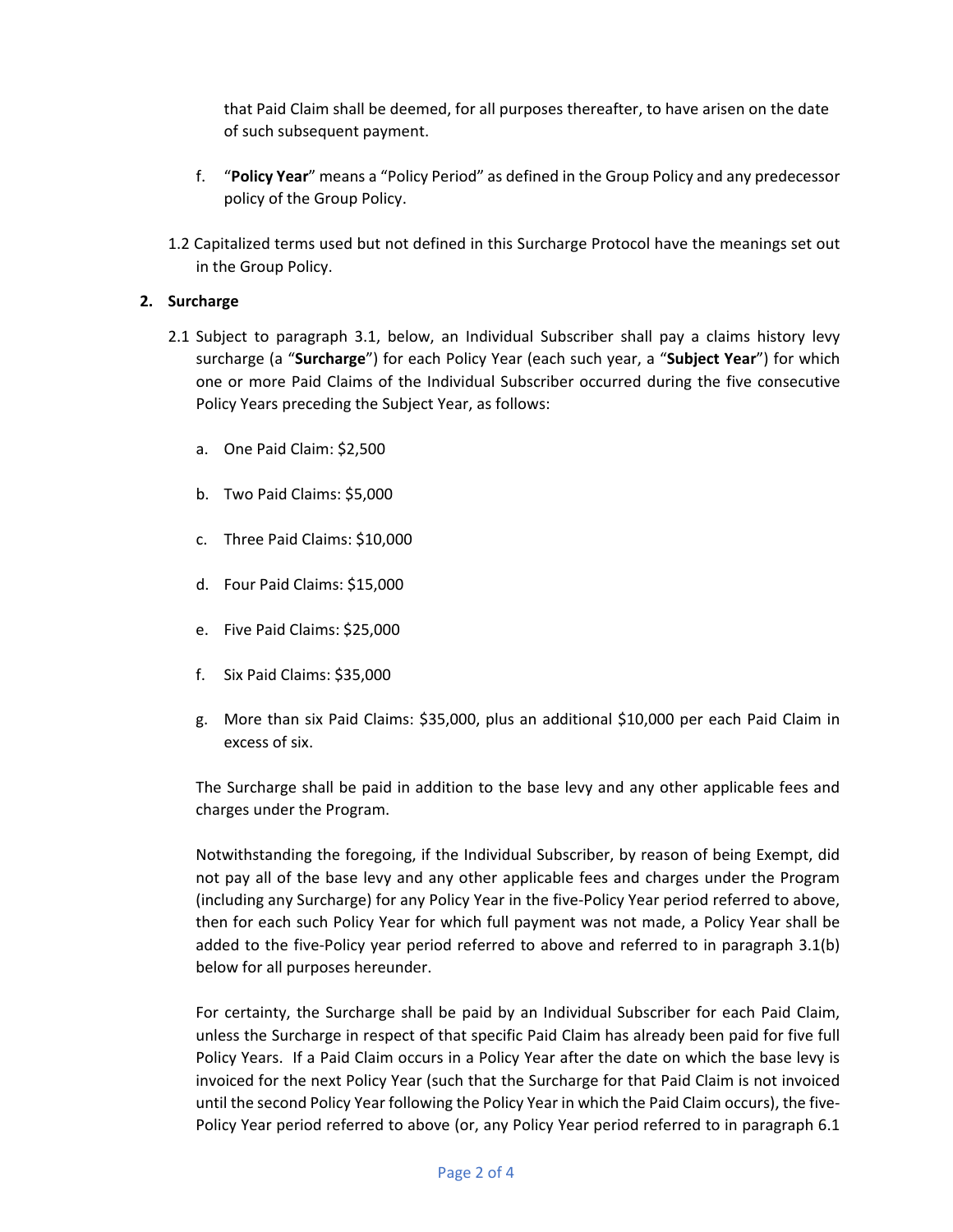that Paid Claim shall be deemed, for all purposes thereafter, to have arisen on the date of such subsequent payment.

f. "**Policy Year**" means a "Policy Period" as defined in the Group Policy and any predecessor policy of the Group Policy.

1.2 Capitalized terms used but not defined in this Surcharge Protocol have the meanings set out in the Group Policy.

## 2. Surcharge

2.1 Subject to paragraph 3.1, below, an Individual Subscriber shall pay a claims history levy surcharge (a "**Surcharge**") for each Policy Year (each such year, a "**Subject Year**") for which one or more Paid Claims of the Individual Subscriber occurred during the five consecutive Policy Years preceding the Subject Year, as follows:

a. One Paid Claim: $2,500

b. Two Paid Claims: $5,000

c. Three Paid Claims: $10,000

d. Four Paid Claims: $15,000

e. Five Paid Claims: $25,000

f. Six Paid Claims: $35,000

g. More than six Paid Claims: $35,000, plus an additional $10,000 per each Paid Claim in excess of six.

The Surcharge shall be paid in addition to the base levy and any other applicable fees and charges under the Program.

Notwithstanding the foregoing, if the Individual Subscriber, by reason of being Exempt, did not pay all of the base levy and any other applicable fees and charges under the Program (including any Surcharge) for any Policy Year in the five-Policy Year period referred to above, then for each such Policy Year for which full payment was not made, a Policy Year shall be added to the five-Policy year period referred to above and referred to in paragraph 3.1(b) below for all purposes hereunder.

For certainty, the Surcharge shall be paid by an Individual Subscriber for each Paid Claim, unless the Surcharge in respect of that specific Paid Claim has already been paid for five full Policy Years. If a Paid Claim occurs in a Policy Year after the date on which the base levy is invoiced for the next Policy Year (such that the Surcharge for that Paid Claim is not invoiced until the second Policy Year following the Policy Year in which the Paid Claim occurs), the five-Policy Year period referred to above (or, any Policy Year period referred to in paragraph 6.1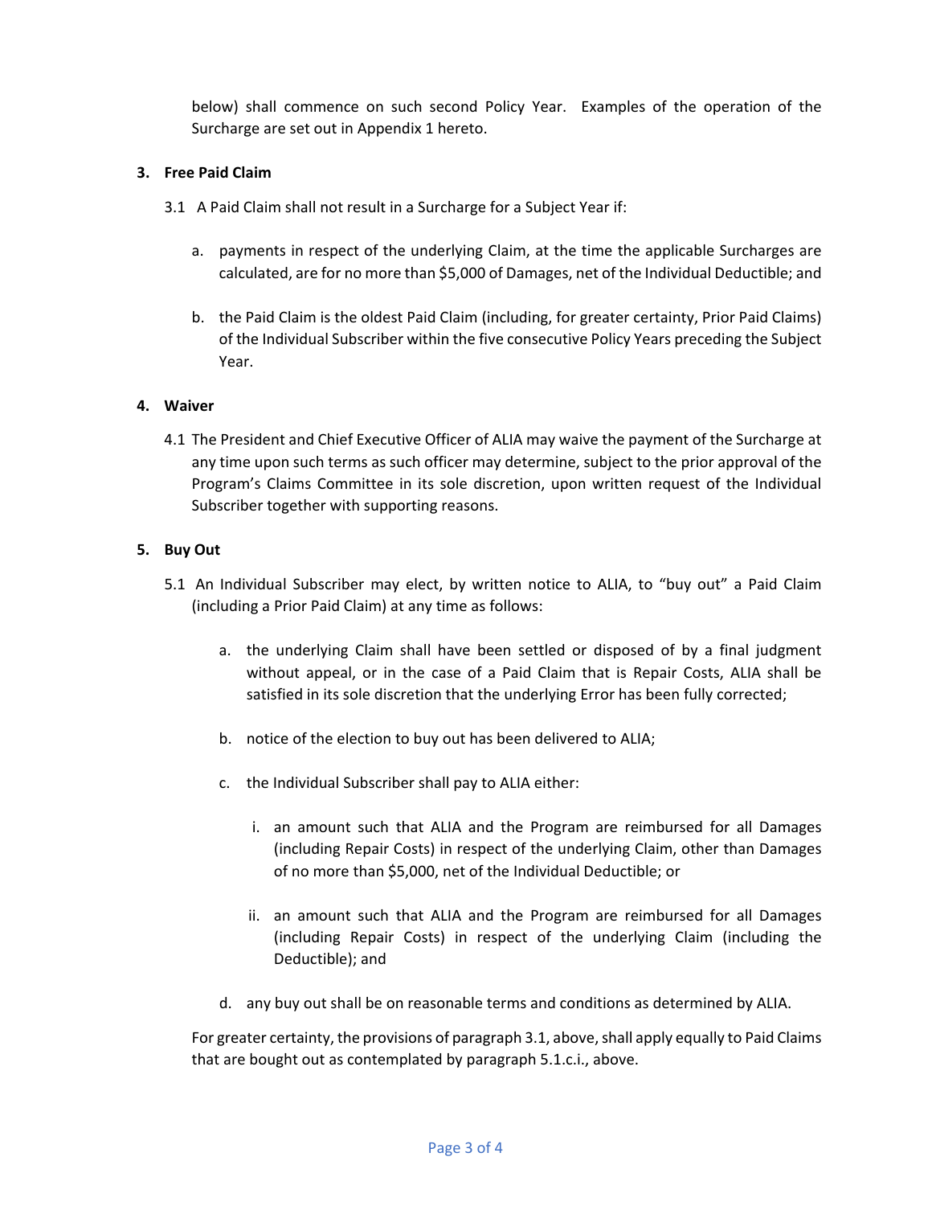below) shall commence on such second Policy Year. Examples of the operation of the Surcharge are set out in Appendix 1 hereto.

**3. Free Paid Claim**

3.1 A Paid Claim shall not result in a Surcharge for a Subject Year if:

a. payments in respect of the underlying Claim, at the time the applicable Surcharges are calculated, are for no more than $5,000 of Damages, net of the Individual Deductible; and

b. the Paid Claim is the oldest Paid Claim (including, for greater certainty, Prior Paid Claims) of the Individual Subscriber within the five consecutive Policy Years preceding the Subject Year.

**4. Waiver**

4.1 The President and Chief Executive Officer of ALIA may waive the payment of the Surcharge at any time upon such terms as such officer may determine, subject to the prior approval of the Program's Claims Committee in its sole discretion, upon written request of the Individual Subscriber together with supporting reasons.

**5. Buy Out**

5.1 An Individual Subscriber may elect, by written notice to ALIA, to "buy out" a Paid Claim (including a Prior Paid Claim) at any time as follows:

a. the underlying Claim shall have been settled or disposed of by a final judgment without appeal, or in the case of a Paid Claim that is Repair Costs, ALIA shall be satisfied in its sole discretion that the underlying Error has been fully corrected;

b. notice of the election to buy out has been delivered to ALIA;

c. the Individual Subscriber shall pay to ALIA either:

i. an amount such that ALIA and the Program are reimbursed for all Damages (including Repair Costs) in respect of the underlying Claim, other than Damages of no more than $5,000, net of the Individual Deductible; or

ii. an amount such that ALIA and the Program are reimbursed for all Damages (including Repair Costs) in respect of the underlying Claim (including the Deductible); and

d. any buy out shall be on reasonable terms and conditions as determined by ALIA.

For greater certainty, the provisions of paragraph 3.1, above, shall apply equally to Paid Claims that are bought out as contemplated by paragraph 5.1.c.i., above.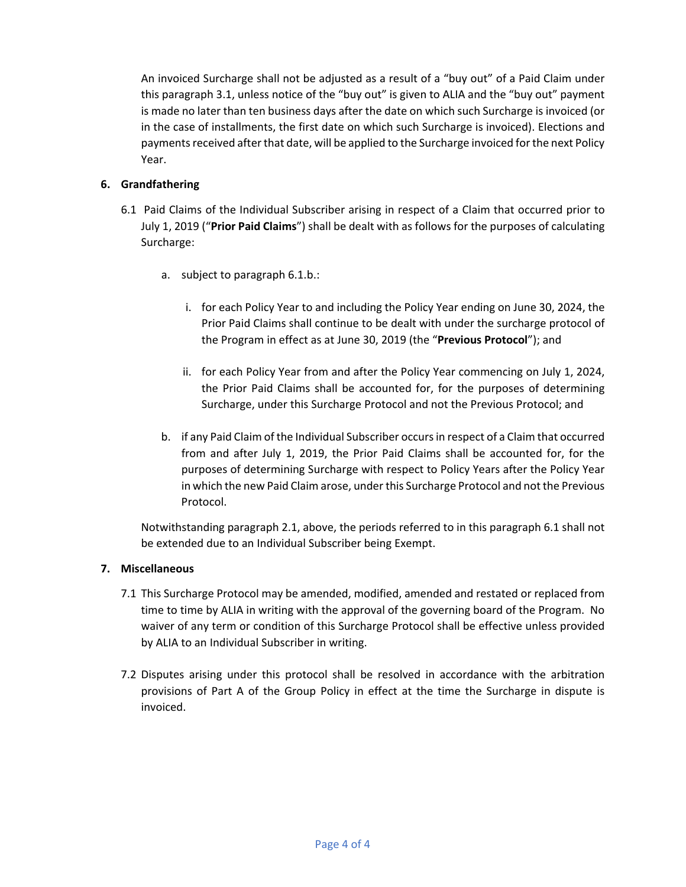An invoiced Surcharge shall not be adjusted as a result of a "buy out" of a Paid Claim under this paragraph 3.1, unless notice of the "buy out" is given to ALIA and the "buy out" payment is made no later than ten business days after the date on which such Surcharge is invoiced (or in the case of installments, the first date on which such Surcharge is invoiced). Elections and payments received after that date, will be applied to the Surcharge invoiced for the next Policy Year.

## 6. Grandfathering

6.1 Paid Claims of the Individual Subscriber arising in respect of a Claim that occurred prior to July 1, 2019 ("**Prior Paid Claims**") shall be dealt with as follows for the purposes of calculating Surcharge:

a. subject to paragraph 6.1.b.:

   i. for each Policy Year to and including the Policy Year ending on June 30, 2024, the Prior Paid Claims shall continue to be dealt with under the surcharge protocol of the Program in effect as at June 30, 2019 (the "**Previous Protocol**"); and

   ii. for each Policy Year from and after the Policy Year commencing on July 1, 2024, the Prior Paid Claims shall be accounted for, for the purposes of determining Surcharge, under this Surcharge Protocol and not the Previous Protocol; and

b. if any Paid Claim of the Individual Subscriber occurs in respect of a Claim that occurred from and after July 1, 2019, the Prior Paid Claims shall be accounted for, for the purposes of determining Surcharge with respect to Policy Years after the Policy Year in which the new Paid Claim arose, under this Surcharge Protocol and not the Previous Protocol.

Notwithstanding paragraph 2.1, above, the periods referred to in this paragraph 6.1 shall not be extended due to an Individual Subscriber being Exempt.

## 7. Miscellaneous

7.1 This Surcharge Protocol may be amended, modified, amended and restated or replaced from time to time by ALIA in writing with the approval of the governing board of the Program. No waiver of any term or condition of this Surcharge Protocol shall be effective unless provided by ALIA to an Individual Subscriber in writing.

7.2 Disputes arising under this protocol shall be resolved in accordance with the arbitration provisions of Part A of the Group Policy in effect at the time the Surcharge in dispute is invoiced.